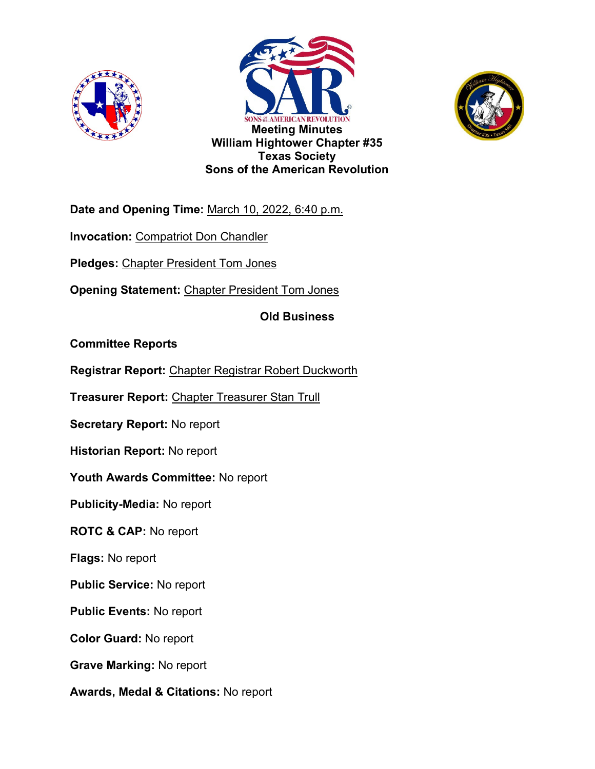# Meeting Minutes
## William Hightower Chapter #35
## Texas Society
## Sons of the American Revolution

**Date and Opening Time:** March 10, 2022, 6:40 p.m.

**Invocation:** Compatriot Don Chandler

**Pledges:** Chapter President Tom Jones

**Opening Statement:** Chapter President Tom Jones

### Old Business

**Committee Reports**

**Registrar Report:** Chapter Registrar Robert Duckworth

**Treasurer Report:** Chapter Treasurer Stan Trull

**Secretary Report:** No report

**Historian Report:** No report

**Youth Awards Committee:** No report

**Publicity-Media:** No report

**ROTC & CAP:** No report

**Flags:** No report

**Public Service:** No report

**Public Events:** No report

**Color Guard:** No report

**Grave Marking:** No report

**Awards, Medal & Citations:** No report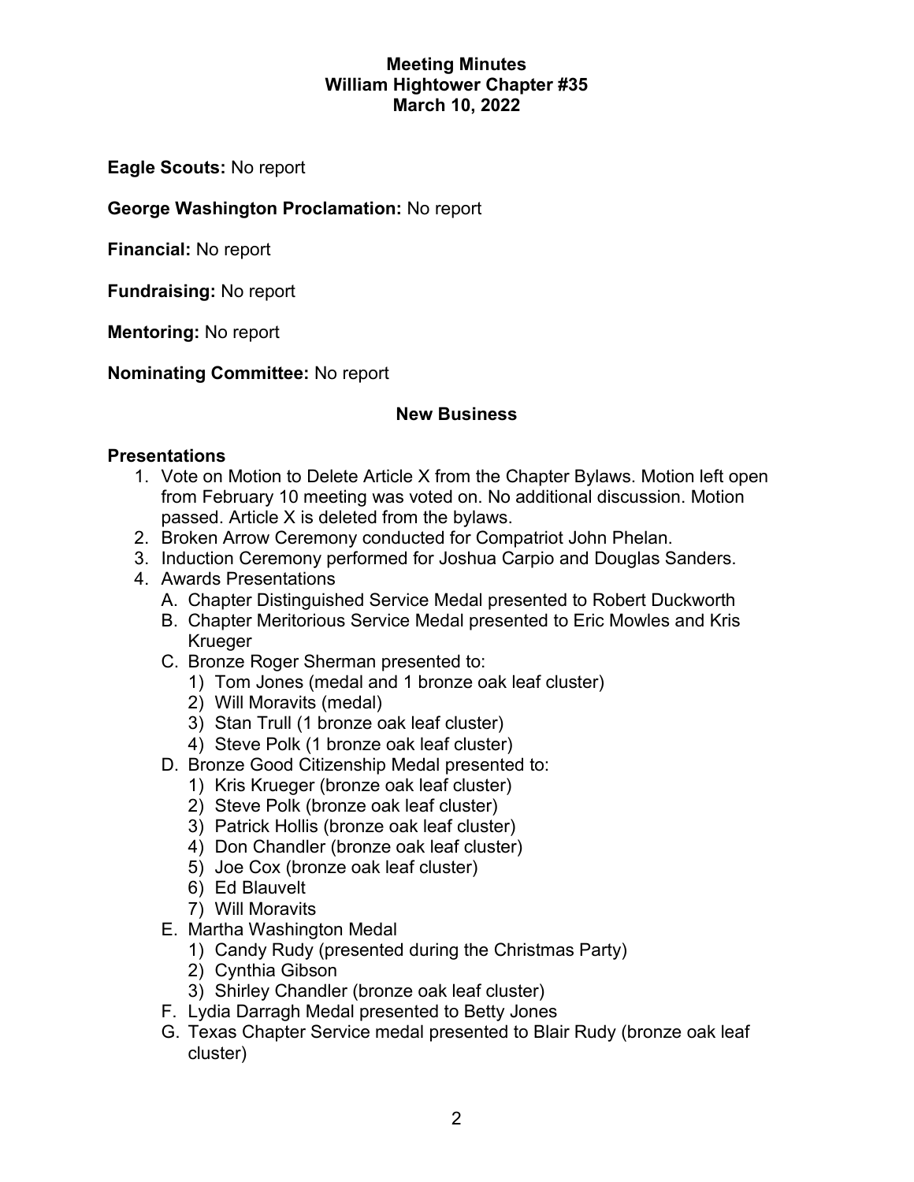**Meeting Minutes**
**William Hightower Chapter #35**
**March 10, 2022**

**Eagle Scouts:** No report

**George Washington Proclamation:** No report

**Financial:** No report

**Fundraising:** No report

**Mentoring:** No report

**Nominating Committee:** No report

## New Business

**Presentations**

1. Vote on Motion to Delete Article X from the Chapter Bylaws. Motion left open from February 10 meeting was voted on. No additional discussion. Motion passed. Article X is deleted from the bylaws.
2. Broken Arrow Ceremony conducted for Compatriot John Phelan.
3. Induction Ceremony performed for Joshua Carpio and Douglas Sanders.
4. Awards Presentations
   - A. Chapter Distinguished Service Medal presented to Robert Duckworth
   - B. Chapter Meritorious Service Medal presented to Eric Mowles and Kris Krueger
   - C. Bronze Roger Sherman presented to:
     1) Tom Jones (medal and 1 bronze oak leaf cluster)
     2) Will Moravits (medal)
     3) Stan Trull (1 bronze oak leaf cluster)
     4) Steve Polk (1 bronze oak leaf cluster)
   - D. Bronze Good Citizenship Medal presented to:
     1) Kris Krueger (bronze oak leaf cluster)
     2) Steve Polk (bronze oak leaf cluster)
     3) Patrick Hollis (bronze oak leaf cluster)
     4) Don Chandler (bronze oak leaf cluster)
     5) Joe Cox (bronze oak leaf cluster)
     6) Ed Blauvelt
     7) Will Moravits
   - E. Martha Washington Medal
     1) Candy Rudy (presented during the Christmas Party)
     2) Cynthia Gibson
     3) Shirley Chandler (bronze oak leaf cluster)
   - F. Lydia Darragh Medal presented to Betty Jones
   - G. Texas Chapter Service medal presented to Blair Rudy (bronze oak leaf cluster)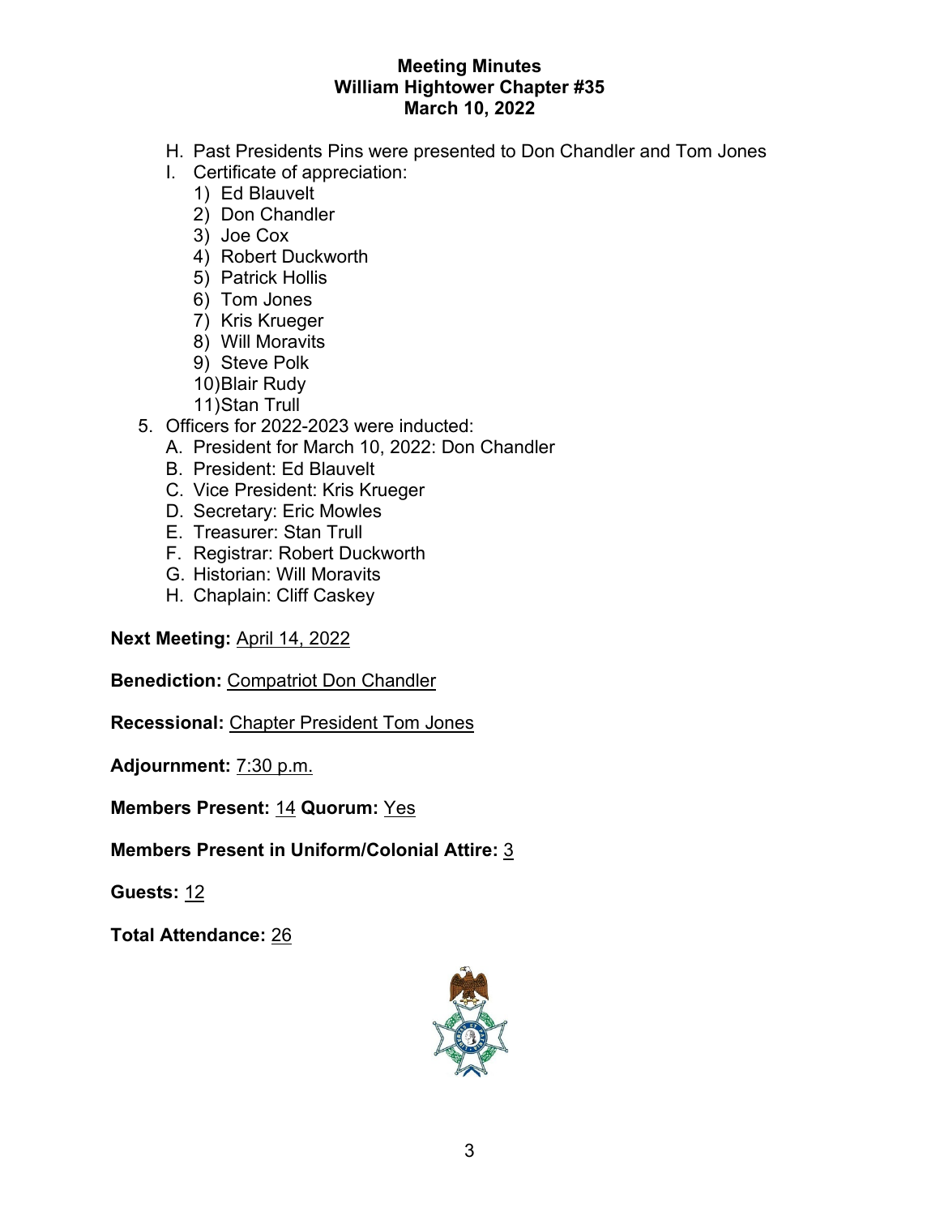**Meeting Minutes**
**William Hightower Chapter #35**
**March 10, 2022**

- H. Past Presidents Pins were presented to Don Chandler and Tom Jones
- I. Certificate of appreciation:
  1) Ed Blauvelt
  2) Don Chandler
  3) Joe Cox
  4) Robert Duckworth
  5) Patrick Hollis
  6) Tom Jones
  7) Kris Krueger
  8) Will Moravits
  9) Steve Polk
  10) Blair Rudy
  11) Stan Trull

5. Officers for 2022-2023 were inducted:
   - A. President for March 10, 2022: Don Chandler
   - B. President: Ed Blauvelt
   - C. Vice President: Kris Krueger
   - D. Secretary: Eric Mowles
   - E. Treasurer: Stan Trull
   - F. Registrar: Robert Duckworth
   - G. Historian: Will Moravits
   - H. Chaplain: Cliff Caskey

**Next Meeting:** April 14, 2022

**Benediction:** Compatriot Don Chandler

**Recessional:** Chapter President Tom Jones

**Adjournment:** 7:30 p.m.

**Members Present:** 14 **Quorum:** Yes

**Members Present in Uniform/Colonial Attire:** 3

**Guests:** 12

**Total Attendance:** 26